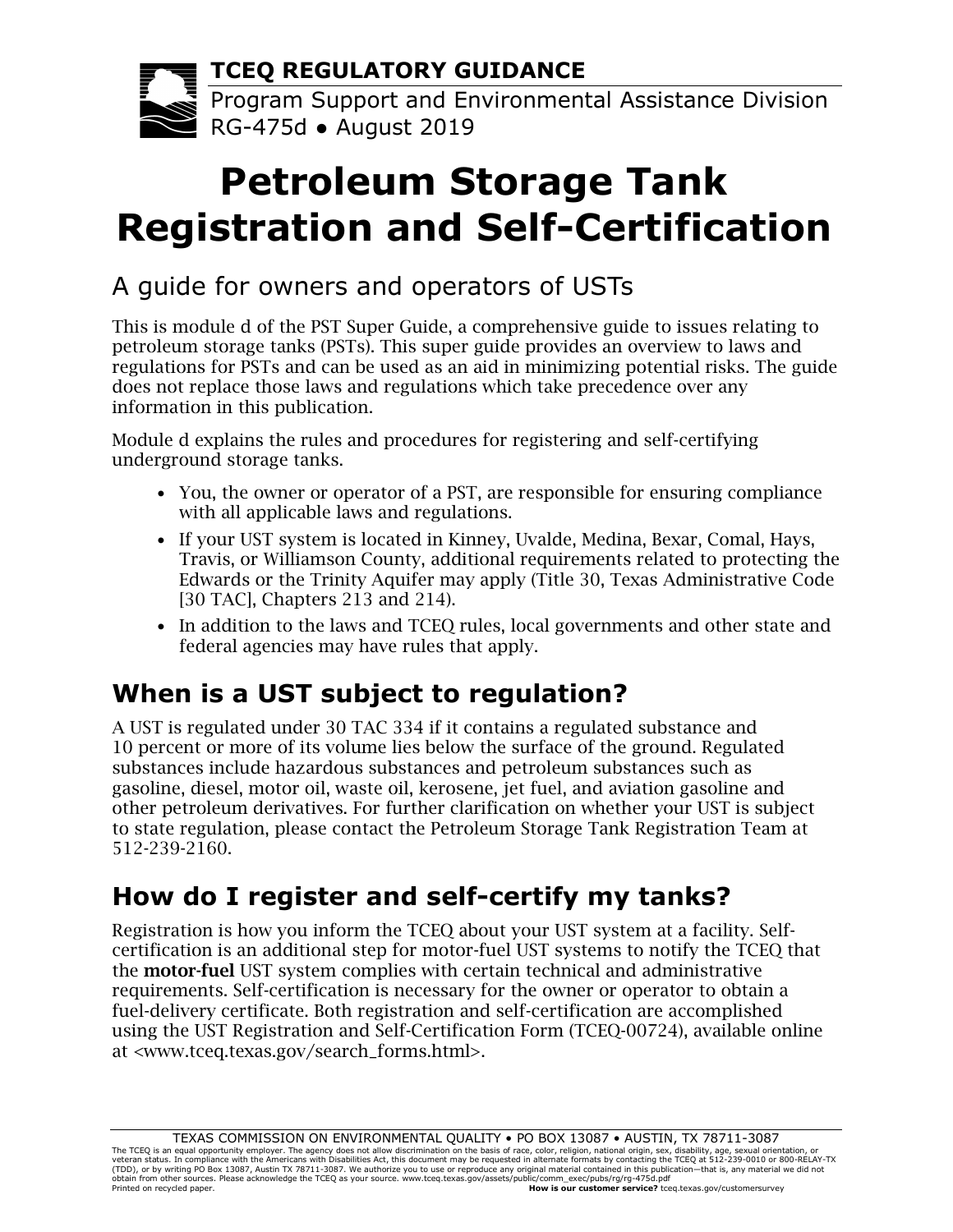**TCEQ REGULATORY GUIDANCE**

Program Support and Environmental Assistance Division
RG-475d ● August 2019

# Petroleum Storage Tank Registration and Self-Certification

## A guide for owners and operators of USTs

This is module d of the PST Super Guide, a comprehensive guide to issues relating to petroleum storage tanks (PSTs). This super guide provides an overview to laws and regulations for PSTs and can be used as an aid in minimizing potential risks. The guide does not replace those laws and regulations which take precedence over any information in this publication.

Module d explains the rules and procedures for registering and self-certifying underground storage tanks.

- You, the owner or operator of a PST, are responsible for ensuring compliance with all applicable laws and regulations.
- If your UST system is located in Kinney, Uvalde, Medina, Bexar, Comal, Hays, Travis, or Williamson County, additional requirements related to protecting the Edwards or the Trinity Aquifer may apply (Title 30, Texas Administrative Code [30 TAC], Chapters 213 and 214).
- In addition to the laws and TCEQ rules, local governments and other state and federal agencies may have rules that apply.

## When is a UST subject to regulation?

A UST is regulated under 30 TAC 334 if it contains a regulated substance and 10 percent or more of its volume lies below the surface of the ground. Regulated substances include hazardous substances and petroleum substances such as gasoline, diesel, motor oil, waste oil, kerosene, jet fuel, and aviation gasoline and other petroleum derivatives. For further clarification on whether your UST is subject to state regulation, please contact the Petroleum Storage Tank Registration Team at 512-239-2160.

## How do I register and self-certify my tanks?

Registration is how you inform the TCEQ about your UST system at a facility. Self-certification is an additional step for motor-fuel UST systems to notify the TCEQ that the **motor-fuel** UST system complies with certain technical and administrative requirements. Self-certification is necessary for the owner or operator to obtain a fuel-delivery certificate. Both registration and self-certification are accomplished using the UST Registration and Self-Certification Form (TCEQ-00724), available online at <www.tceq.texas.gov/search_forms.html>.

TEXAS COMMISSION ON ENVIRONMENTAL QUALITY • PO BOX 13087 • AUSTIN, TX 78711-3087

The TCEQ is an equal opportunity employer. The agency does not allow discrimination on the basis of race, color, religion, national origin, sex, disability, age, sexual orientation, or veteran status. In compliance with the Americans with Disabilities Act, this document may be requested in alternate formats by contacting the TCEQ at 512-239-0010 or 800-RELAY-TX (TDD), or by writing PO Box 13087, Austin TX 78711-3087. We authorize you to use or reproduce any original material contained in this publication—that is, any material we did not obtain from other sources. Please acknowledge the TCEQ as your source. www.tceq.texas.gov/assets/public/comm_exec/pubs/rg/rg-475d.pdf

Printed on recycled paper. **How is our customer service?** tceq.texas.gov/customersurvey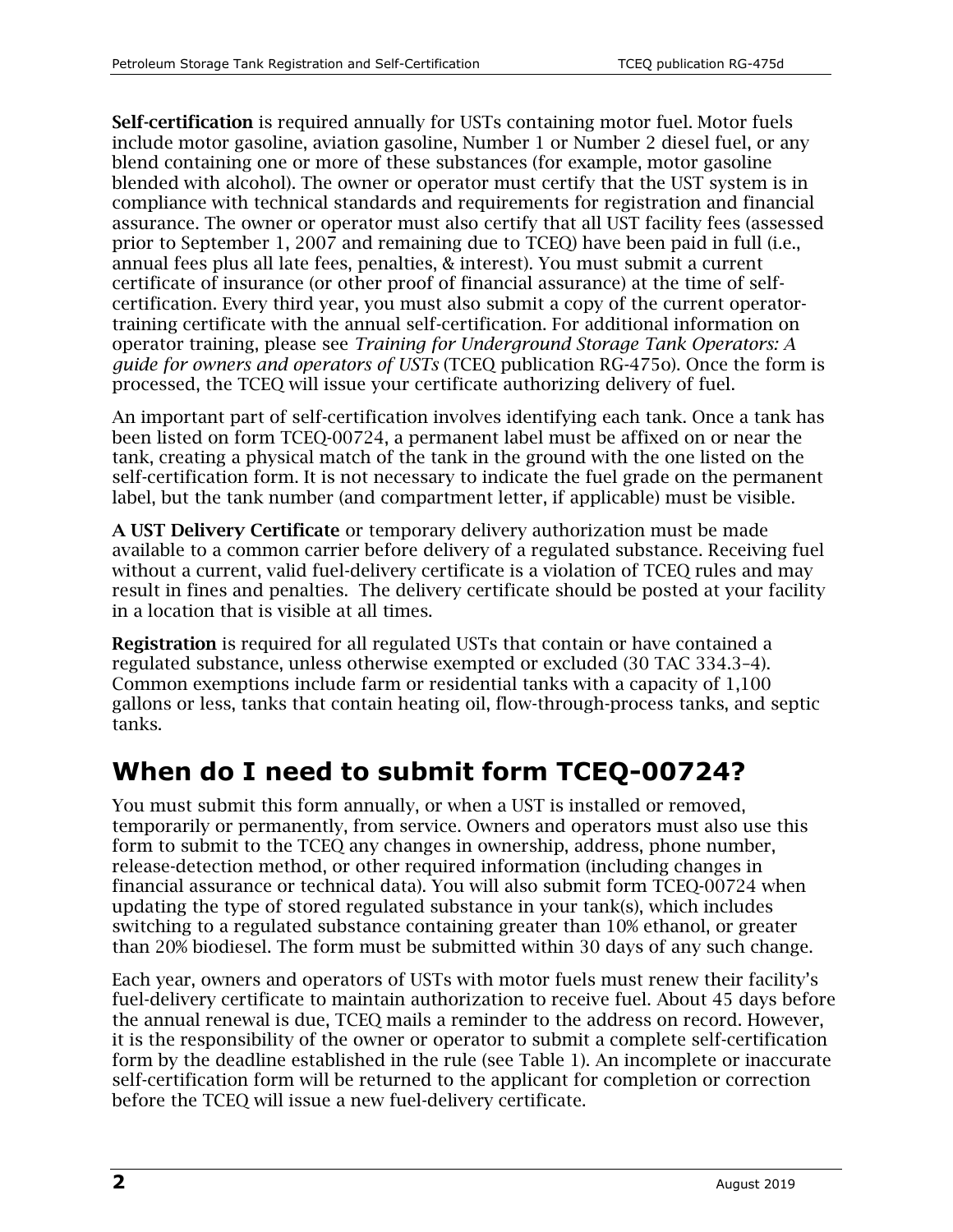**Self-certification** is required annually for USTs containing motor fuel. Motor fuels include motor gasoline, aviation gasoline, Number 1 or Number 2 diesel fuel, or any blend containing one or more of these substances (for example, motor gasoline blended with alcohol). The owner or operator must certify that the UST system is in compliance with technical standards and requirements for registration and financial assurance. The owner or operator must also certify that all UST facility fees (assessed prior to September 1, 2007 and remaining due to TCEQ) have been paid in full (i.e., annual fees plus all late fees, penalties, & interest). You must submit a current certificate of insurance (or other proof of financial assurance) at the time of self-certification. Every third year, you must also submit a copy of the current operator-training certificate with the annual self-certification. For additional information on operator training, please see *Training for Underground Storage Tank Operators: A guide for owners and operators of USTs* (TCEQ publication RG-475o). Once the form is processed, the TCEQ will issue your certificate authorizing delivery of fuel.

An important part of self-certification involves identifying each tank. Once a tank has been listed on form TCEQ-00724, a permanent label must be affixed on or near the tank, creating a physical match of the tank in the ground with the one listed on the self-certification form. It is not necessary to indicate the fuel grade on the permanent label, but the tank number (and compartment letter, if applicable) must be visible.

**A UST Delivery Certificate** or temporary delivery authorization must be made available to a common carrier before delivery of a regulated substance. Receiving fuel without a current, valid fuel-delivery certificate is a violation of TCEQ rules and may result in fines and penalties. The delivery certificate should be posted at your facility in a location that is visible at all times.

**Registration** is required for all regulated USTs that contain or have contained a regulated substance, unless otherwise exempted or excluded (30 TAC 334.3–4). Common exemptions include farm or residential tanks with a capacity of 1,100 gallons or less, tanks that contain heating oil, flow-through-process tanks, and septic tanks.

## When do I need to submit form TCEQ-00724?

You must submit this form annually, or when a UST is installed or removed, temporarily or permanently, from service. Owners and operators must also use this form to submit to the TCEQ any changes in ownership, address, phone number, release-detection method, or other required information (including changes in financial assurance or technical data). You will also submit form TCEQ-00724 when updating the type of stored regulated substance in your tank(s), which includes switching to a regulated substance containing greater than 10% ethanol, or greater than 20% biodiesel. The form must be submitted within 30 days of any such change.

Each year, owners and operators of USTs with motor fuels must renew their facility's fuel-delivery certificate to maintain authorization to receive fuel. About 45 days before the annual renewal is due, TCEQ mails a reminder to the address on record. However, it is the responsibility of the owner or operator to submit a complete self-certification form by the deadline established in the rule (see Table 1). An incomplete or inaccurate self-certification form will be returned to the applicant for completion or correction before the TCEQ will issue a new fuel-delivery certificate.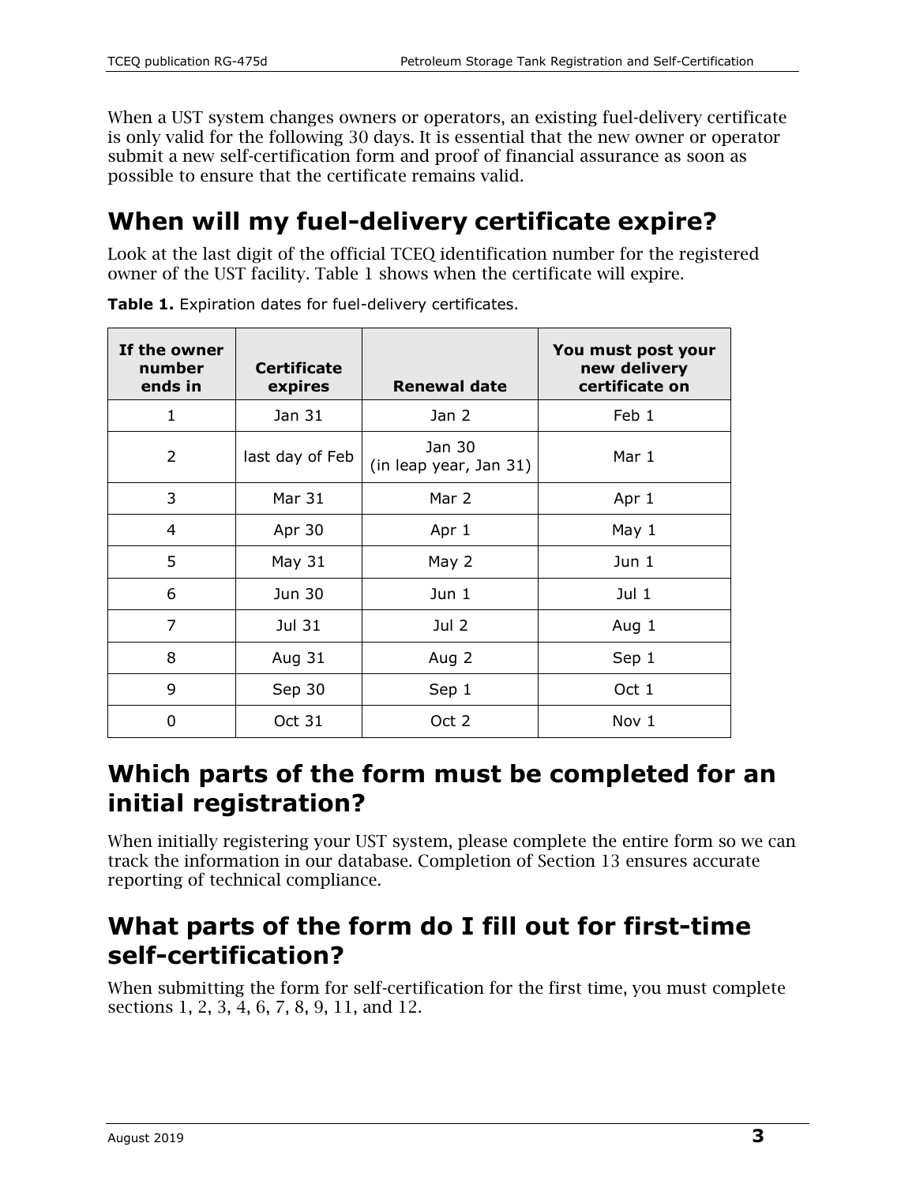When a UST system changes owners or operators, an existing fuel-delivery certificate is only valid for the following 30 days. It is essential that the new owner or operator submit a new self-certification form and proof of financial assurance as soon as possible to ensure that the certificate remains valid.

## When will my fuel-delivery certificate expire?

Look at the last digit of the official TCEQ identification number for the registered owner of the UST facility. Table 1 shows when the certificate will expire.

**Table 1.** Expiration dates for fuel-delivery certificates.

| If the owner number ends in | Certificate expires | Renewal date | You must post your new delivery certificate on |
|---|---|---|---|
| 1 | Jan 31 | Jan 2 | Feb 1 |
| 2 | last day of Feb | Jan 30 (in leap year, Jan 31) | Mar 1 |
| 3 | Mar 31 | Mar 2 | Apr 1 |
| 4 | Apr 30 | Apr 1 | May 1 |
| 5 | May 31 | May 2 | Jun 1 |
| 6 | Jun 30 | Jun 1 | Jul 1 |
| 7 | Jul 31 | Jul 2 | Aug 1 |
| 8 | Aug 31 | Aug 2 | Sep 1 |
| 9 | Sep 30 | Sep 1 | Oct 1 |
| 0 | Oct 31 | Oct 2 | Nov 1 |

## Which parts of the form must be completed for an initial registration?

When initially registering your UST system, please complete the entire form so we can track the information in our database. Completion of Section 13 ensures accurate reporting of technical compliance.

## What parts of the form do I fill out for first-time self-certification?

When submitting the form for self-certification for the first time, you must complete sections 1, 2, 3, 4, 6, 7, 8, 9, 11, and 12.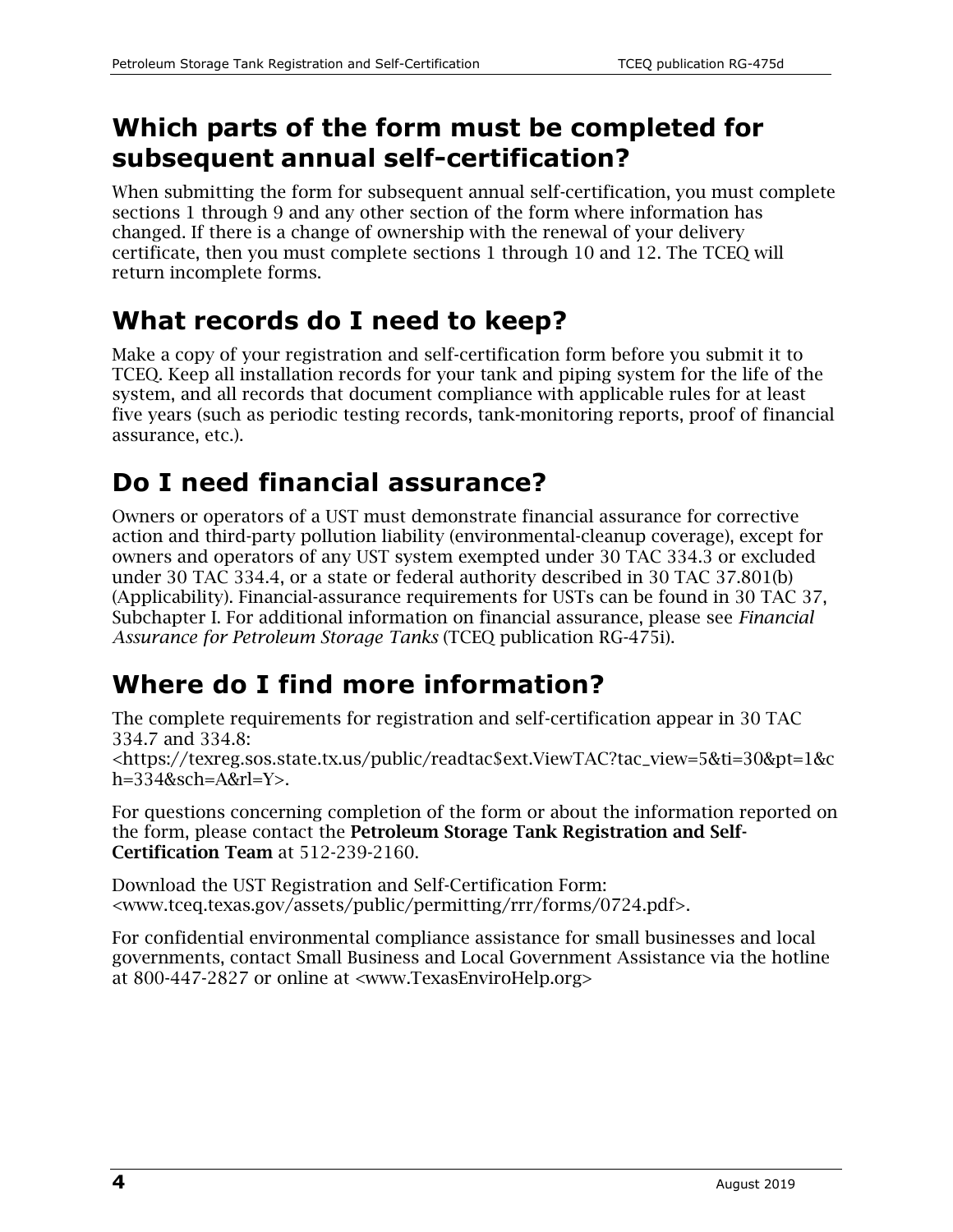## Which parts of the form must be completed for subsequent annual self-certification?

When submitting the form for subsequent annual self-certification, you must complete sections 1 through 9 and any other section of the form where information has changed. If there is a change of ownership with the renewal of your delivery certificate, then you must complete sections 1 through 10 and 12. The TCEQ will return incomplete forms.

## What records do I need to keep?

Make a copy of your registration and self-certification form before you submit it to TCEQ. Keep all installation records for your tank and piping system for the life of the system, and all records that document compliance with applicable rules for at least five years (such as periodic testing records, tank-monitoring reports, proof of financial assurance, etc.).

## Do I need financial assurance?

Owners or operators of a UST must demonstrate financial assurance for corrective action and third-party pollution liability (environmental-cleanup coverage), except for owners and operators of any UST system exempted under 30 TAC 334.3 or excluded under 30 TAC 334.4, or a state or federal authority described in 30 TAC 37.801(b) (Applicability). Financial-assurance requirements for USTs can be found in 30 TAC 37, Subchapter I. For additional information on financial assurance, please see *Financial Assurance for Petroleum Storage Tanks* (TCEQ publication RG-475i).

## Where do I find more information?

The complete requirements for registration and self-certification appear in 30 TAC 334.7 and 334.8: <https://texreg.sos.state.tx.us/public/readtac$ext.ViewTAC?tac_view=5&ti=30&pt=1&ch=334&sch=A&rl=Y>.

For questions concerning completion of the form or about the information reported on the form, please contact the **Petroleum Storage Tank Registration and Self-Certification Team** at 512-239-2160.

Download the UST Registration and Self-Certification Form: <www.tceq.texas.gov/assets/public/permitting/rrr/forms/0724.pdf>.

For confidential environmental compliance assistance for small businesses and local governments, contact Small Business and Local Government Assistance via the hotline at 800-447-2827 or online at <www.TexasEnviroHelp.org>